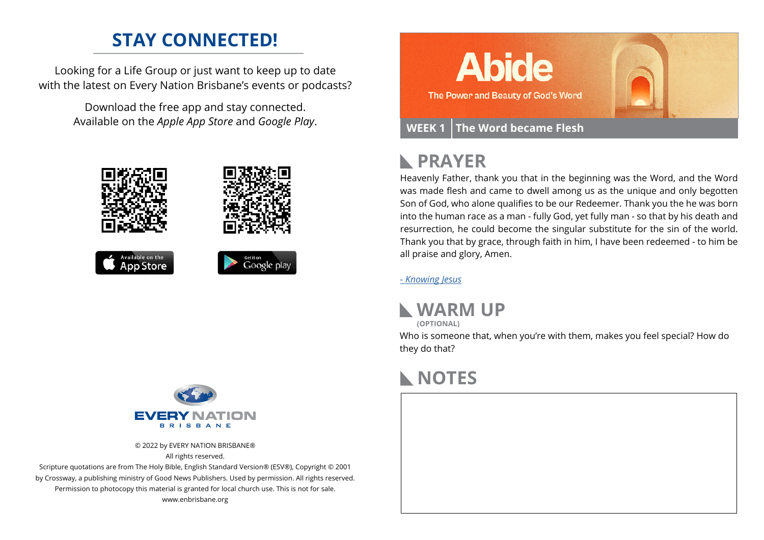## STAY CONNECTED!

Looking for a Life Group or just want to keep up to date with the latest on Every Nation Brisbane's events or podcasts?

Download the free app and stay connected. Available on the *Apple App Store* and *Google Play*.

Available on the App Store

Get it on Google play

EVERY NATION
BRISBANE

© 2022 by EVERY NATION BRISBANE®
All rights reserved.
Scripture quotations are from The Holy Bible, English Standard Version® (ESV®), Copyright © 2001 by Crossway, a publishing ministry of Good News Publishers. Used by permission. All rights reserved.
Permission to photocopy this material is granted for local church use. This is not for sale.
www.enbrisbane.org

# Abide

The Power and Beauty of God's Word

**WEEK 1** | **The Word became Flesh**

## PRAYER

Heavenly Father, thank you that in the beginning was the Word, and the Word was made flesh and came to dwell among us as the unique and only begotten Son of God, who alone qualifies to be our Redeemer. Thank you the he was born into the human race as a man - fully God, yet fully man - so that by his death and resurrection, he could become the singular substitute for the sin of the world. Thank you that by grace, through faith in him, I have been redeemed - to him be all praise and glory, Amen.

*- Knowing Jesus*

## WARM UP

**(OPTIONAL)**

Who is someone that, when you're with them, makes you feel special? How do they do that?

## NOTES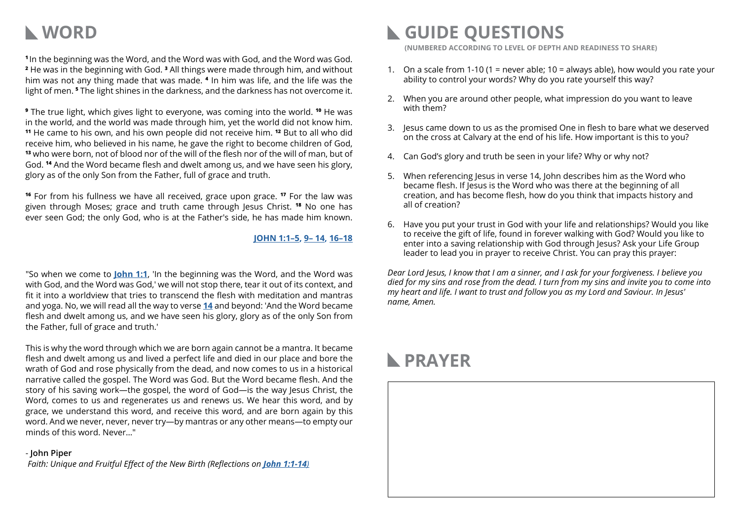# WORD

[1] In the beginning was the Word, and the Word was with God, and the Word was God. [2] He was in the beginning with God. [3] All things were made through him, and without him was not any thing made that was made. [4] In him was life, and the life was the light of men. [5] The light shines in the darkness, and the darkness has not overcome it.

[9] The true light, which gives light to everyone, was coming into the world. [10] He was in the world, and the world was made through him, yet the world did not know him. [11] He came to his own, and his own people did not receive him. [12] But to all who did receive him, who believed in his name, he gave the right to become children of God, [13] who were born, not of blood nor of the will of the flesh nor of the will of man, but of God. [14] And the Word became flesh and dwelt among us, and we have seen his glory, glory as of the only Son from the Father, full of grace and truth.

[16] For from his fullness we have all received, grace upon grace. [17] For the law was given through Moses; grace and truth came through Jesus Christ. [18] No one has ever seen God; the only God, who is at the Father's side, he has made him known.

**JOHN 1:1–5, 9– 14, 16–18**

"So when we come to **John 1:1**, 'In the beginning was the Word, and the Word was with God, and the Word was God,' we will not stop there, tear it out of its context, and fit it into a worldview that tries to transcend the flesh with meditation and mantras and yoga. No, we will read all the way to verse **14** and beyond: 'And the Word became flesh and dwelt among us, and we have seen his glory, glory as of the only Son from the Father, full of grace and truth.'

This is why the word through which we are born again cannot be a mantra. It became flesh and dwelt among us and lived a perfect life and died in our place and bore the wrath of God and rose physically from the dead, and now comes to us in a historical narrative called the gospel. The Word was God. But the Word became flesh. And the story of his saving work—the gospel, the word of God—is the way Jesus Christ, the Word, comes to us and regenerates us and renews us. We hear this word, and by grace, we understand this word, and receive this word, and are born again by this word. And we never, never, never try—by mantras or any other means—to empty our minds of this word. Never..."

- **John Piper**

*Faith: Unique and Fruitful Effect of the New Birth (Reflections on **John 1:1-14**)*

# GUIDE QUESTIONS

**(NUMBERED ACCORDING TO LEVEL OF DEPTH AND READINESS TO SHARE)**

1. On a scale from 1-10 (1 = never able; 10 = always able), how would you rate your ability to control your words? Why do you rate yourself this way?
2. When you are around other people, what impression do you want to leave with them?
3. Jesus came down to us as the promised One in flesh to bare what we deserved on the cross at Calvary at the end of his life. How important is this to you?
4. Can God's glory and truth be seen in your life? Why or why not?
5. When referencing Jesus in verse 14, John describes him as the Word who became flesh. If Jesus is the Word who was there at the beginning of all creation, and has become flesh, how do you think that impacts history and all of creation?
6. Have you put your trust in God with your life and relationships? Would you like to receive the gift of life, found in forever walking with God? Would you like to enter into a saving relationship with God through Jesus? Ask your Life Group leader to lead you in prayer to receive Christ. You can pray this prayer:

*Dear Lord Jesus, I know that I am a sinner, and I ask for your forgiveness. I believe you died for my sins and rose from the dead. I turn from my sins and invite you to come into my heart and life. I want to trust and follow you as my Lord and Saviour. In Jesus' name, Amen.*

# PRAYER